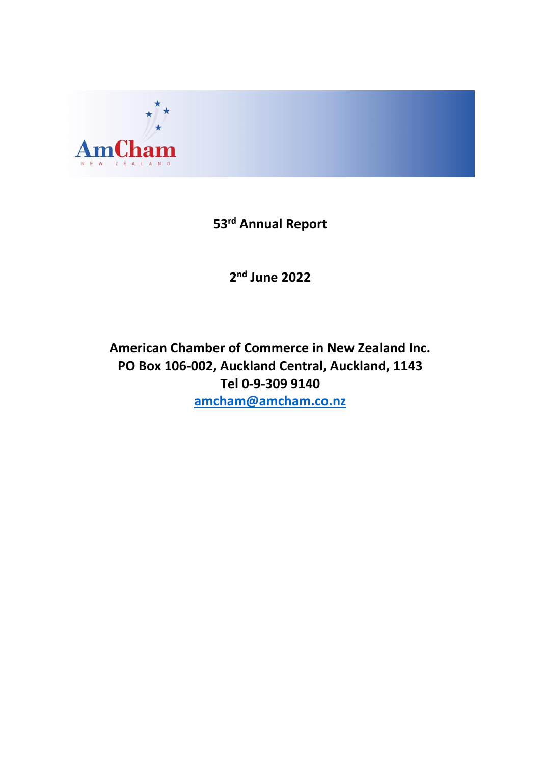AmCham NEW ZEALAND

# 53rd Annual Report

## 2nd June 2022

**American Chamber of Commerce in New Zealand Inc.**
**PO Box 106-002, Auckland Central, Auckland, 1143**
**Tel 0-9-309 9140**
**amcham@amcham.co.nz**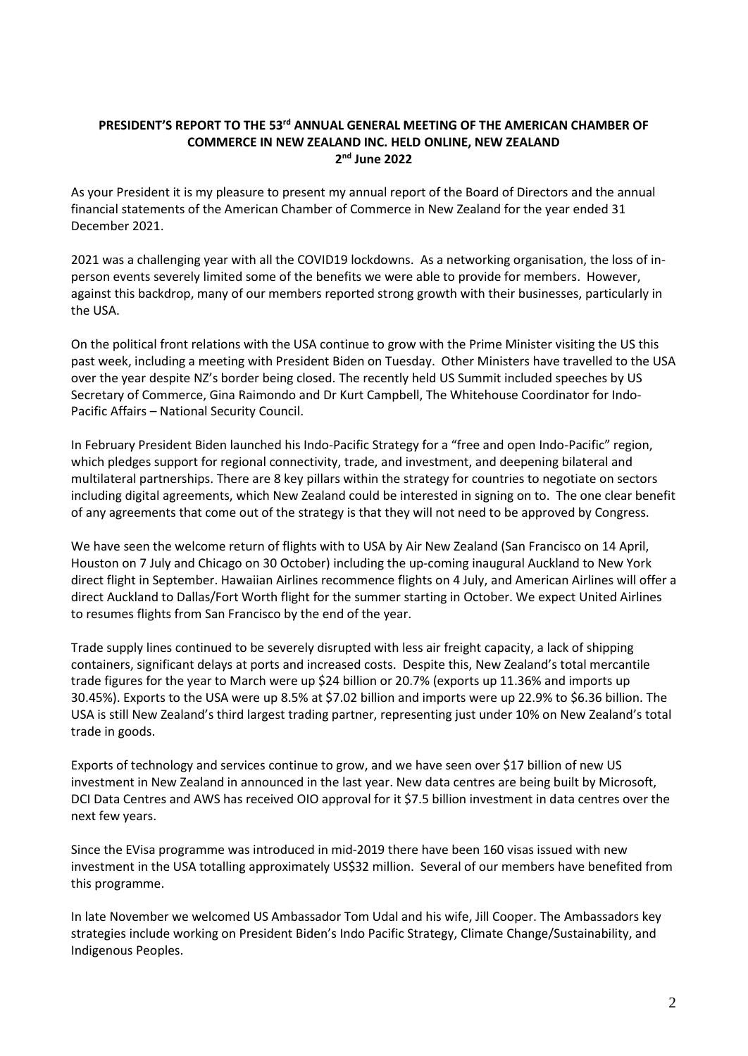**PRESIDENT'S REPORT TO THE 53rd ANNUAL GENERAL MEETING OF THE AMERICAN CHAMBER OF COMMERCE IN NEW ZEALAND INC. HELD ONLINE, NEW ZEALAND**
**2nd June 2022**

As your President it is my pleasure to present my annual report of the Board of Directors and the annual financial statements of the American Chamber of Commerce in New Zealand for the year ended 31 December 2021.

2021 was a challenging year with all the COVID19 lockdowns. As a networking organisation, the loss of in-person events severely limited some of the benefits we were able to provide for members. However, against this backdrop, many of our members reported strong growth with their businesses, particularly in the USA.

On the political front relations with the USA continue to grow with the Prime Minister visiting the US this past week, including a meeting with President Biden on Tuesday. Other Ministers have travelled to the USA over the year despite NZ's border being closed. The recently held US Summit included speeches by US Secretary of Commerce, Gina Raimondo and Dr Kurt Campbell, The Whitehouse Coordinator for Indo-Pacific Affairs – National Security Council.

In February President Biden launched his Indo-Pacific Strategy for a "free and open Indo-Pacific" region, which pledges support for regional connectivity, trade, and investment, and deepening bilateral and multilateral partnerships. There are 8 key pillars within the strategy for countries to negotiate on sectors including digital agreements, which New Zealand could be interested in signing on to. The one clear benefit of any agreements that come out of the strategy is that they will not need to be approved by Congress.

We have seen the welcome return of flights with to USA by Air New Zealand (San Francisco on 14 April, Houston on 7 July and Chicago on 30 October) including the up-coming inaugural Auckland to New York direct flight in September. Hawaiian Airlines recommence flights on 4 July, and American Airlines will offer a direct Auckland to Dallas/Fort Worth flight for the summer starting in October. We expect United Airlines to resumes flights from San Francisco by the end of the year.

Trade supply lines continued to be severely disrupted with less air freight capacity, a lack of shipping containers, significant delays at ports and increased costs. Despite this, New Zealand's total mercantile trade figures for the year to March were up $24 billion or 20.7% (exports up 11.36% and imports up 30.45%). Exports to the USA were up 8.5% at $7.02 billion and imports were up 22.9% to $6.36 billion. The USA is still New Zealand's third largest trading partner, representing just under 10% on New Zealand's total trade in goods.

Exports of technology and services continue to grow, and we have seen over $17 billion of new US investment in New Zealand in announced in the last year. New data centres are being built by Microsoft, DCI Data Centres and AWS has received OIO approval for it $7.5 billion investment in data centres over the next few years.

Since the EVisa programme was introduced in mid-2019 there have been 160 visas issued with new investment in the USA totalling approximately US$32 million. Several of our members have benefited from this programme.

In late November we welcomed US Ambassador Tom Udal and his wife, Jill Cooper. The Ambassadors key strategies include working on President Biden's Indo Pacific Strategy, Climate Change/Sustainability, and Indigenous Peoples.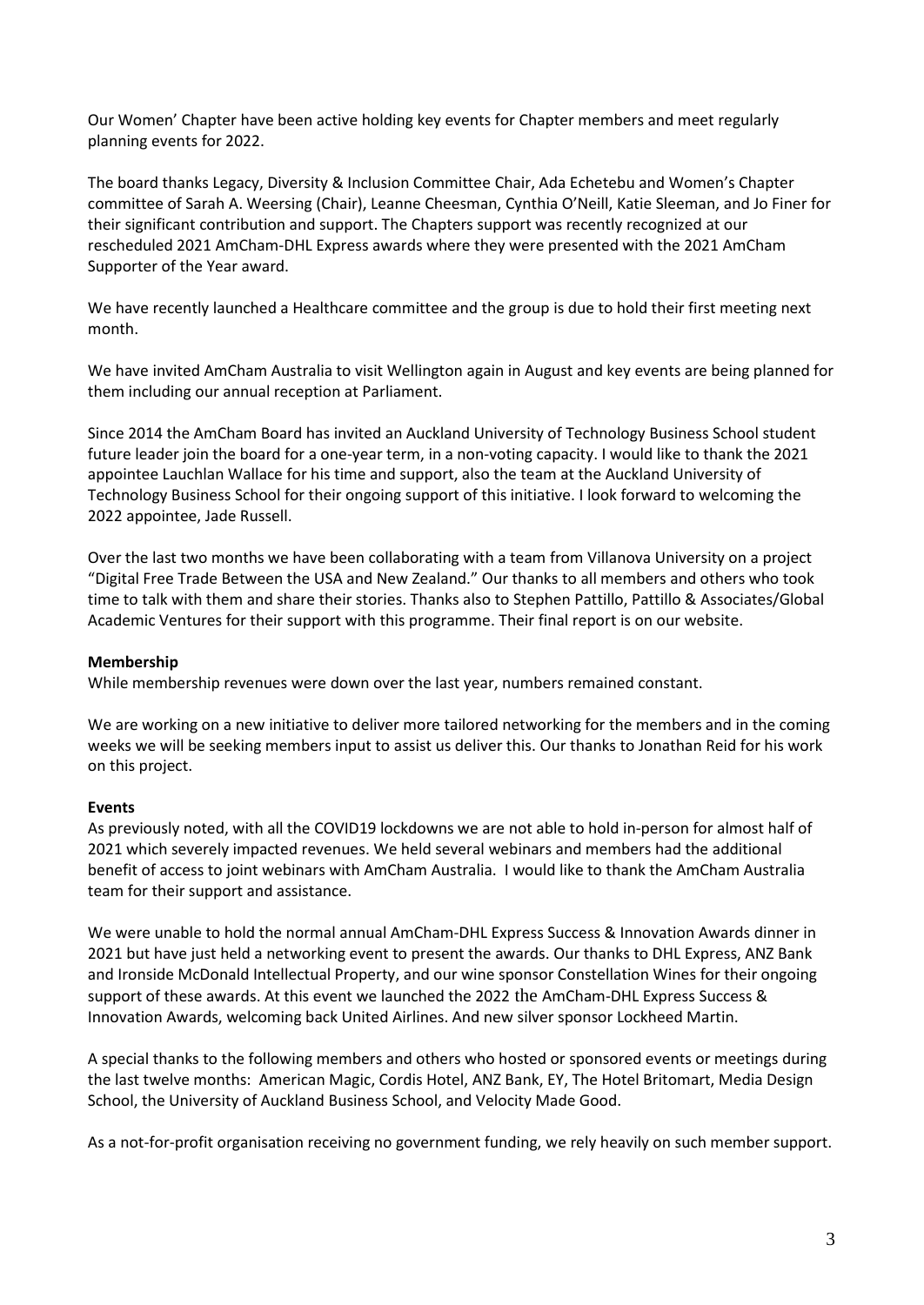Our Women' Chapter have been active holding key events for Chapter members and meet regularly planning events for 2022.

The board thanks Legacy, Diversity & Inclusion Committee Chair, Ada Echetebu and Women's Chapter committee of Sarah A. Weersing (Chair), Leanne Cheesman, Cynthia O'Neill, Katie Sleeman, and Jo Finer for their significant contribution and support. The Chapters support was recently recognized at our rescheduled 2021 AmCham-DHL Express awards where they were presented with the 2021 AmCham Supporter of the Year award.

We have recently launched a Healthcare committee and the group is due to hold their first meeting next month.

We have invited AmCham Australia to visit Wellington again in August and key events are being planned for them including our annual reception at Parliament.

Since 2014 the AmCham Board has invited an Auckland University of Technology Business School student future leader join the board for a one-year term, in a non-voting capacity. I would like to thank the 2021 appointee Lauchlan Wallace for his time and support, also the team at the Auckland University of Technology Business School for their ongoing support of this initiative. I look forward to welcoming the 2022 appointee, Jade Russell.

Over the last two months we have been collaborating with a team from Villanova University on a project "Digital Free Trade Between the USA and New Zealand." Our thanks to all members and others who took time to talk with them and share their stories. Thanks also to Stephen Pattillo, Pattillo & Associates/Global Academic Ventures for their support with this programme. Their final report is on our website.

**Membership**

While membership revenues were down over the last year, numbers remained constant.

We are working on a new initiative to deliver more tailored networking for the members and in the coming weeks we will be seeking members input to assist us deliver this. Our thanks to Jonathan Reid for his work on this project.

**Events**

As previously noted, with all the COVID19 lockdowns we are not able to hold in-person for almost half of 2021 which severely impacted revenues. We held several webinars and members had the additional benefit of access to joint webinars with AmCham Australia. I would like to thank the AmCham Australia team for their support and assistance.

We were unable to hold the normal annual AmCham-DHL Express Success & Innovation Awards dinner in 2021 but have just held a networking event to present the awards. Our thanks to DHL Express, ANZ Bank and Ironside McDonald Intellectual Property, and our wine sponsor Constellation Wines for their ongoing support of these awards. At this event we launched the 2022 the AmCham-DHL Express Success & Innovation Awards, welcoming back United Airlines. And new silver sponsor Lockheed Martin.

A special thanks to the following members and others who hosted or sponsored events or meetings during the last twelve months: American Magic, Cordis Hotel, ANZ Bank, EY, The Hotel Britomart, Media Design School, the University of Auckland Business School, and Velocity Made Good.

As a not-for-profit organisation receiving no government funding, we rely heavily on such member support.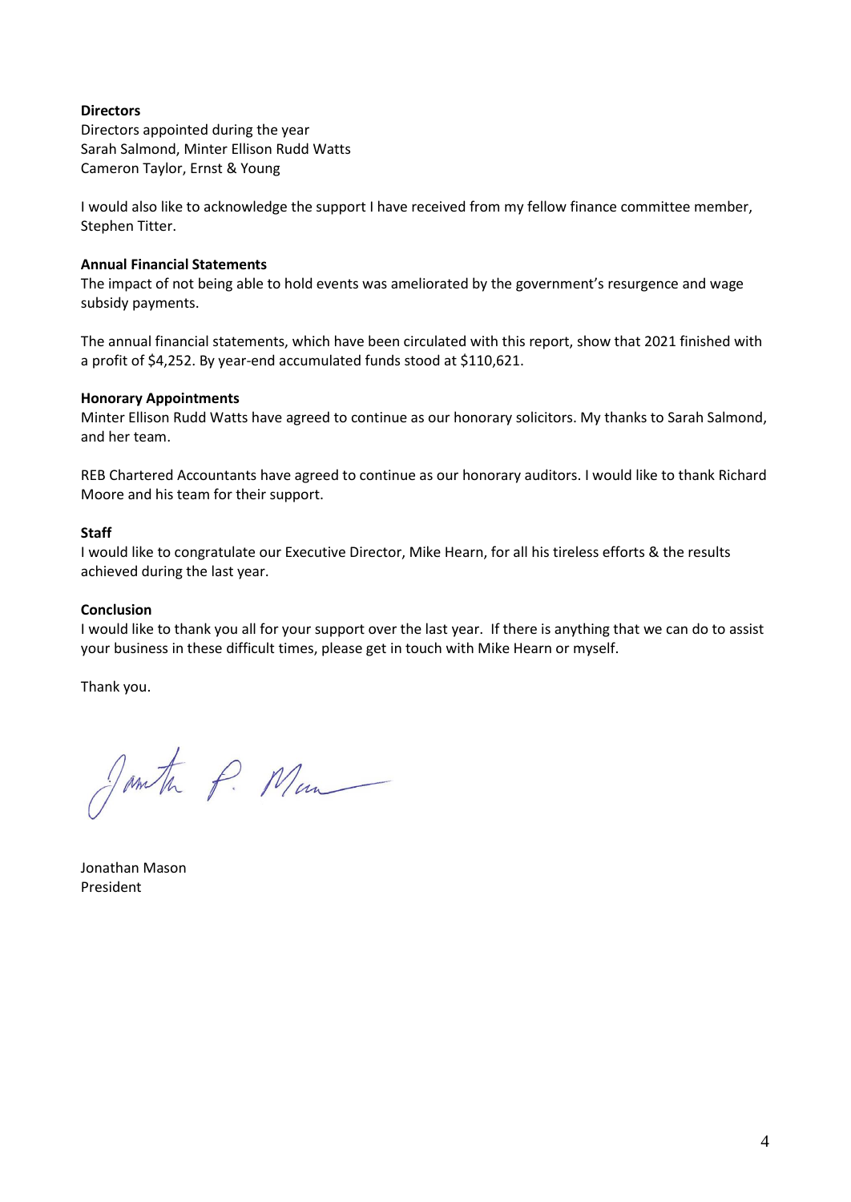**Directors**

Directors appointed during the year
Sarah Salmond, Minter Ellison Rudd Watts
Cameron Taylor, Ernst & Young

I would also like to acknowledge the support I have received from my fellow finance committee member, Stephen Titter.

**Annual Financial Statements**

The impact of not being able to hold events was ameliorated by the government's resurgence and wage subsidy payments.

The annual financial statements, which have been circulated with this report, show that 2021 finished with a profit of $4,252. By year-end accumulated funds stood at $110,621.

**Honorary Appointments**

Minter Ellison Rudd Watts have agreed to continue as our honorary solicitors. My thanks to Sarah Salmond, and her team.

REB Chartered Accountants have agreed to continue as our honorary auditors. I would like to thank Richard Moore and his team for their support.

**Staff**

I would like to congratulate our Executive Director, Mike Hearn, for all his tireless efforts & the results achieved during the last year.

**Conclusion**

I would like to thank you all for your support over the last year. If there is anything that we can do to assist your business in these difficult times, please get in touch with Mike Hearn or myself.

Thank you.

Jonathan Mason
President